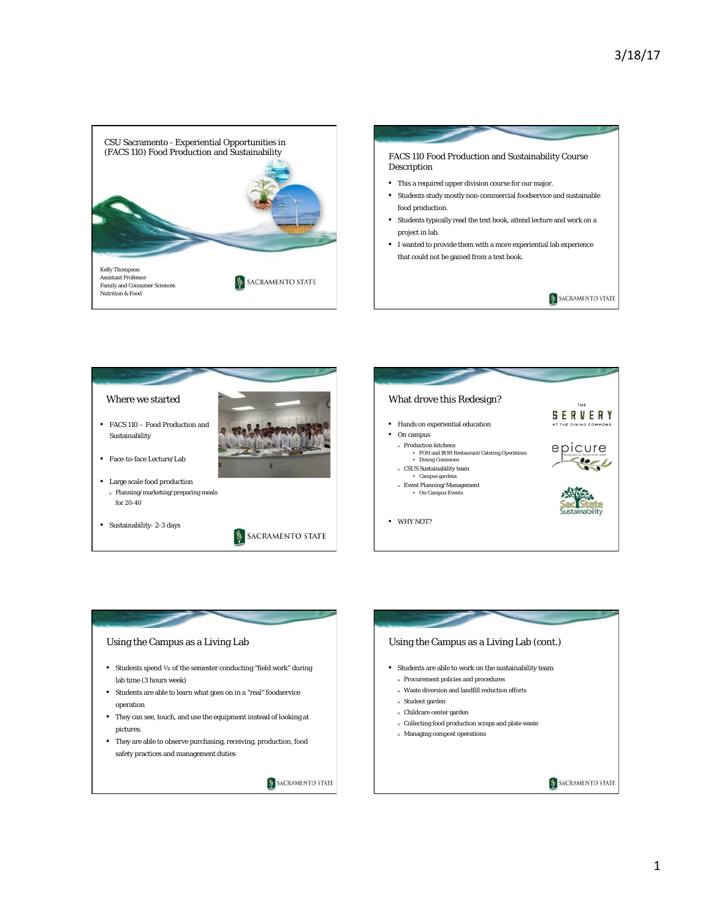## CSU Sacramento - Experiential Opportunities in (FACS 110) Food Production and Sustainability

Kelly Thompson
Assistant Professor
Family and Consumer Sciences
Nutrition & Food

SACRAMENTO STATE

## FACS 110 Food Production and Sustainability Course Description

- This a required upper division course for our major.
- Students study mostly non-commercial foodservice and sustainable food production.
- Students typically read the text book, attend lecture and work on a project in lab.
- I wanted to provide them with a more experiential lab experience that could not be gained from a text book.

SACRAMENTO STATE

## Where we started

- FACS 110 – Food Production and Sustainability
- Face-to-face Lecture/Lab
- Large scale food production
  - Planning/marketing/preparing meals for 20-40
- Sustainability- 2-3 days

SACRAMENTO STATE

## What drove this Redesign?

- Hands on experiential education
- On campus
  - Production kitchens
    - FOH and BOH Restaurant/Catering Operations
    - Dining Commons
  - CSUS Sustainability team
    - Campus gardens
  - Event Planning/Management
    - On-Campus Events
- WHY NOT?

THE SERVERY AT THE DINING COMMONS

epicure Restaurant at Sacramento State

Sac State Sustainability

## Using the Campus as a Living Lab

- Students spend ½ of the semester conducting "field work" during lab time (3 hours week)
- Students are able to learn what goes on in a "real" foodservice operation
- They can see, touch, and use the equipment instead of looking at pictures.
- They are able to observe purchasing, receiving, production, food safety practices and management duties

SACRAMENTO STATE

## Using the Campus as a Living Lab (cont.)

- Students are able to work on the sustainability team
  - Procurement policies and procedures
  - Waste diversion and landfill reduction efforts
  - Student garden
  - Childcare center garden
  - Collecting food production scraps and plate waste
  - Managing compost operations

SACRAMENTO STATE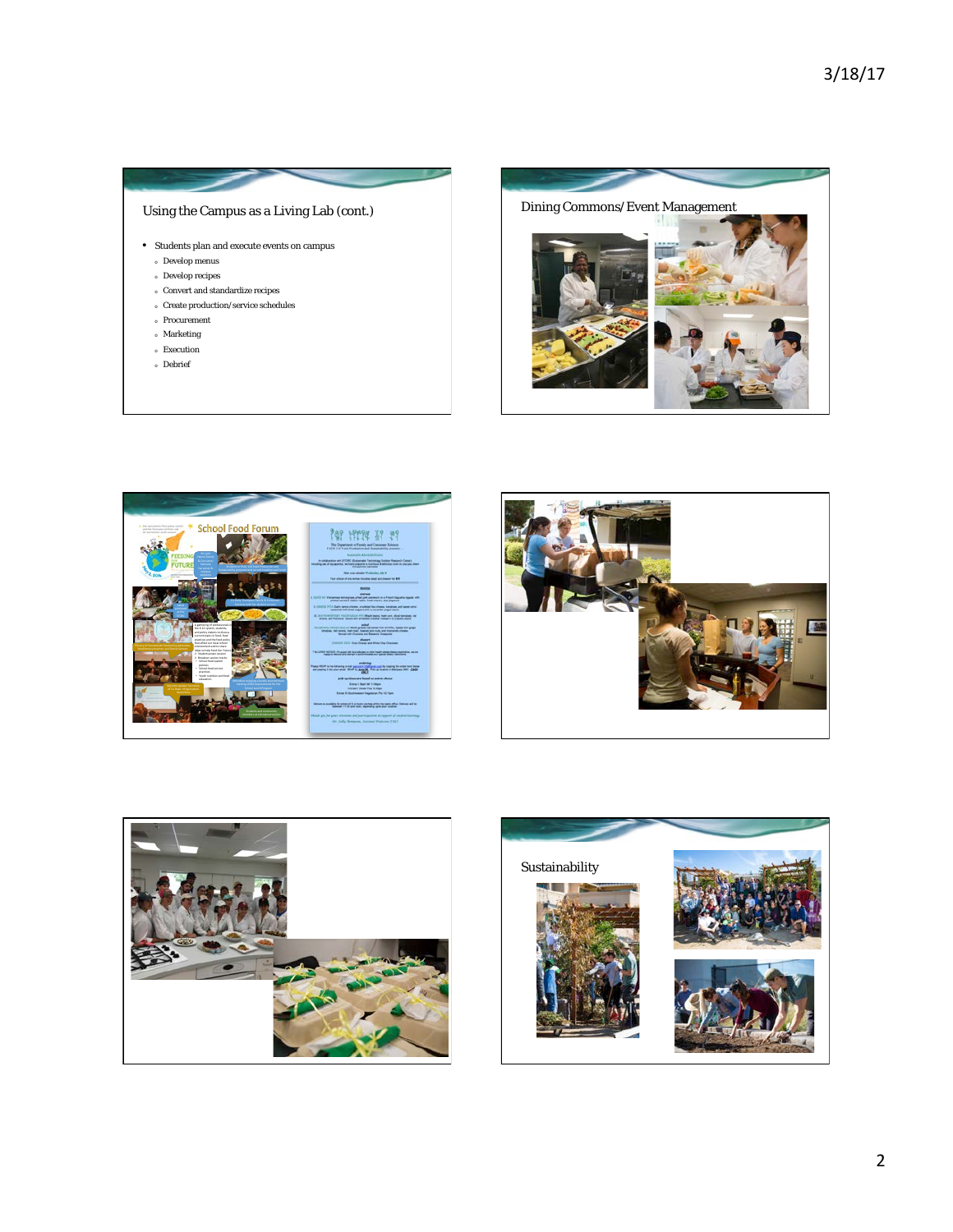## Using the Campus as a Living Lab (cont.)

- Students plan and execute events on campus
  - Develop menus
  - Develop recipes
  - Convert and standardize recipes
  - Create production/service schedules
  - Procurement
  - Marketing
  - Execution
  - Debrief

## Dining Commons/Event Management

## Sustainability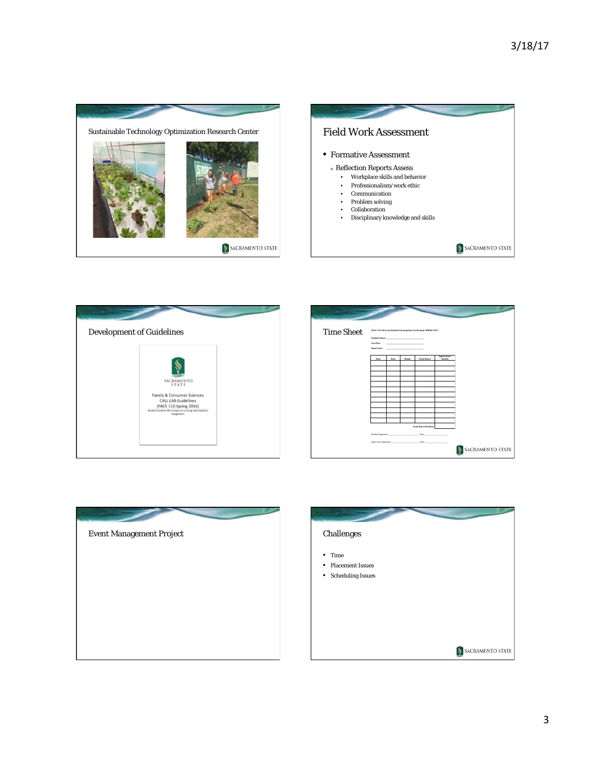## Sustainable Technology Optimization Research Center

## Field Work Assessment

- Formative Assessment
  - Reflection Reports Assess
    - Workplace skills and behavior
    - Professionalism/work ethic
    - Communication
    - Problem solving
    - Collaboration
    - Disciplinary knowledge and skills

## Development of Guidelines

SACRAMENTO STATE

Family & Consumer Sciences
CALL LAB Guidelines
(FACS 110-Spring 2016)
Student Guide to the Campus as a Living Lab Academic Assignment

## Time Sheet

FACS 110 CALL Lab Student Participation Verification SPRING 2017

Student Name: ______________________

Location: ______________________

Supervisor: ______________________

| Date | Start | Finish | Total Hours | Supervisors Initials |
|---|---|---|---|---|
| | | | | |
| | | | | |
| | | | | |
| | | | | |
| | | | | |
| | | | | |
| | | | | |
| | | | | |
| | | | | |
| | | | | |
| | | | | |
| | | | | |
| | | | Total Hours Worked | |

Student Signature ______________________ Date ____________

Supervisor Signature ______________________ Date ____________

## Event Management Project

## Challenges

- Time
- Placement Issues
- Scheduling Issues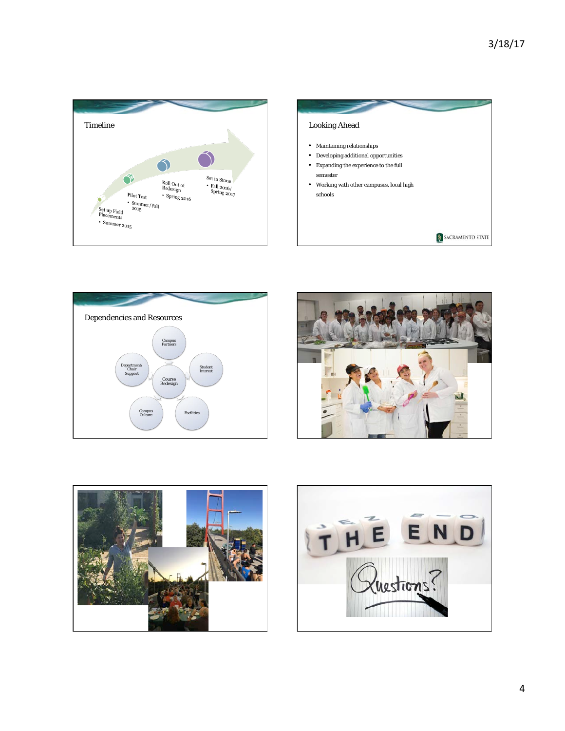## Timeline

- Set up Field Placements
  - Summer 2015
- Pilot Test
  - Summer/Fall 2015
- Roll Out of Redesign
  - Spring 2016
- Set in Stone
  - Fall 2016/ Spring 2017

## Looking Ahead

- Maintaining relationships
- Developing additional opportunities
- Expanding the experience to the full semester
- Working with other campuses, local high schools

SACRAMENTO STATE

## Dependencies and Resources

- Campus Partners
- Student Interest
- Facilities
- Campus Culture
- Department/ Chair Support
- Course Redesign

THE END

Questions?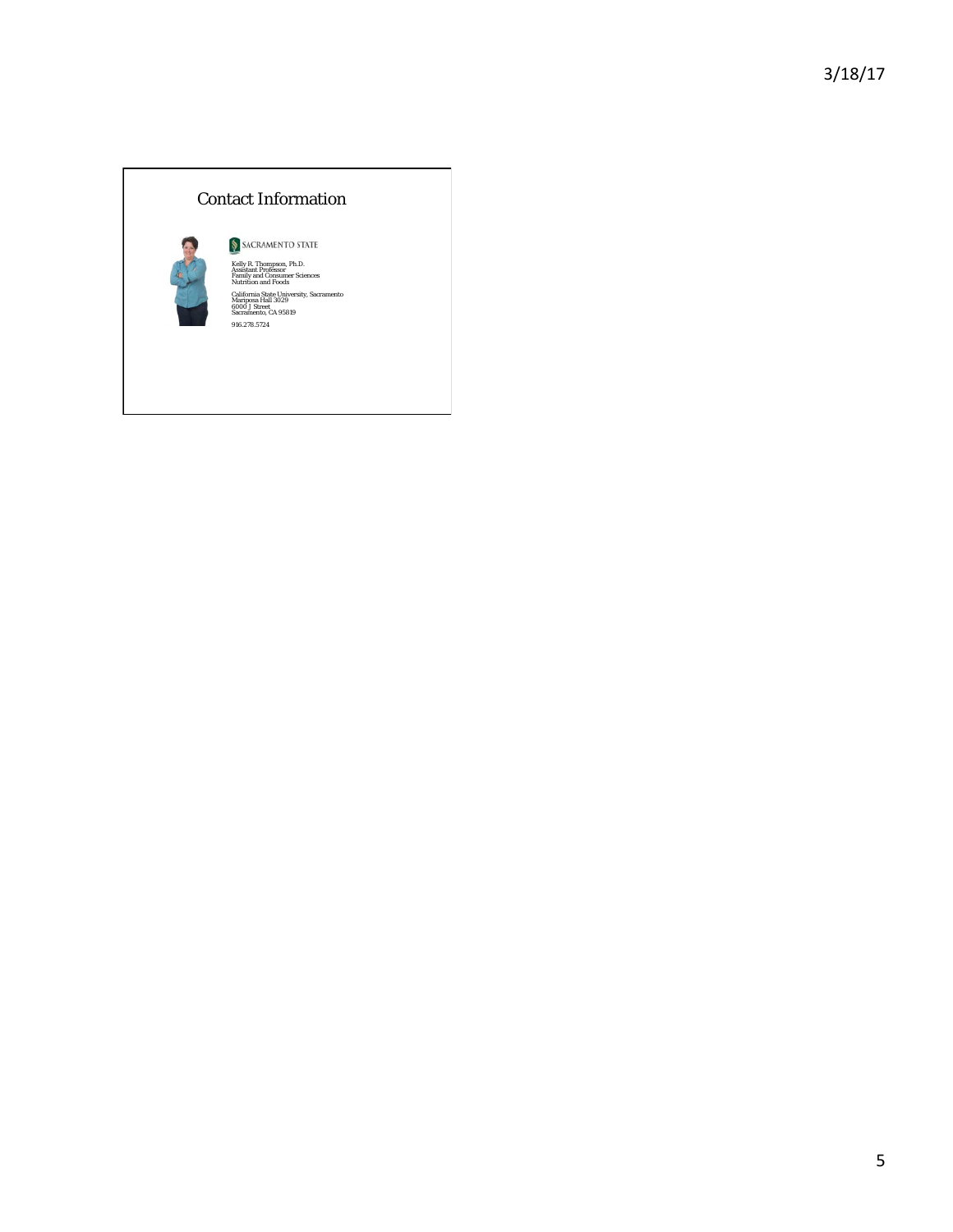# Contact Information

SACRAMENTO STATE

Kelly R. Thompson, Ph.D.
Assistant Professor
Family and Consumer Sciences
Nutrition and Foods

California State University, Sacramento
Mariposa Hall 3029
6000 J Street
Sacramento, CA 95819

916.278.5724